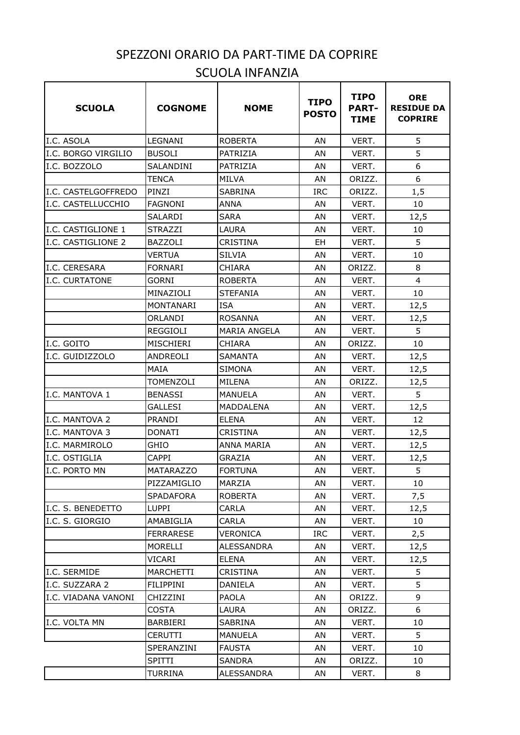# SPEZZONI ORARIO DA PART-TIME DA COPRIRE

## SCUOLA INFANZIA

| SCUOLA | COGNOME | NOME | TIPO POSTO | TIPO PART-TIME | ORE RESIDUE DA COPRIRE |
|---|---|---|---|---|---|
| I.C. ASOLA | LEGNANI | ROBERTA | AN | VERT. | 5 |
| I.C. BORGO VIRGILIO | BUSOLI | PATRIZIA | AN | VERT. | 5 |
| I.C. BOZZOLO | SALANDINI | PATRIZIA | AN | VERT. | 6 |
| | TENCA | MILVA | AN | ORIZZ. | 6 |
| I.C. CASTELGOFFREDO | PINZI | SABRINA | IRC | ORIZZ. | 1,5 |
| I.C. CASTELLUCCHIO | FAGNONI | ANNA | AN | VERT. | 10 |
| | SALARDI | SARA | AN | VERT. | 12,5 |
| I.C. CASTIGLIONE 1 | STRAZZI | LAURA | AN | VERT. | 10 |
| I.C. CASTIGLIONE 2 | BAZZOLI | CRISTINA | EH | VERT. | 5 |
| | VERTUA | SILVIA | AN | VERT. | 10 |
| I.C. CERESARA | FORNARI | CHIARA | AN | ORIZZ. | 8 |
| I.C. CURTATONE | GORNI | ROBERTA | AN | VERT. | 4 |
| | MINAZIOLI | STEFANIA | AN | VERT. | 10 |
| | MONTANARI | ISA | AN | VERT. | 12,5 |
| | ORLANDI | ROSANNA | AN | VERT. | 12,5 |
| | REGGIOLI | MARIA ANGELA | AN | VERT. | 5 |
| I.C. GOITO | MISCHIERI | CHIARA | AN | ORIZZ. | 10 |
| I.C. GUIDIZZOLO | ANDREOLI | SAMANTA | AN | VERT. | 12,5 |
| | MAIA | SIMONA | AN | VERT. | 12,5 |
| | TOMENZOLI | MILENA | AN | ORIZZ. | 12,5 |
| I.C. MANTOVA 1 | BENASSI | MANUELA | AN | VERT. | 5 |
| | GALLESI | MADDALENA | AN | VERT. | 12,5 |
| I.C. MANTOVA 2 | PRANDI | ELENA | AN | VERT. | 12 |
| I.C. MANTOVA 3 | DONATI | CRISTINA | AN | VERT. | 12,5 |
| I.C. MARMIROLO | GHIO | ANNA MARIA | AN | VERT. | 12,5 |
| I.C. OSTIGLIA | CAPPI | GRAZIA | AN | VERT. | 12,5 |
| I.C. PORTO MN | MATARAZZO | FORTUNA | AN | VERT. | 5 |
| | PIZZAMIGLIO | MARZIA | AN | VERT. | 10 |
| | SPADAFORA | ROBERTA | AN | VERT. | 7,5 |
| I.C. S. BENEDETTO | LUPPI | CARLA | AN | VERT. | 12,5 |
| I.C. S. GIORGIO | AMABIGLIA | CARLA | AN | VERT. | 10 |
| | FERRARESE | VERONICA | IRC | VERT. | 2,5 |
| | MORELLI | ALESSANDRA | AN | VERT. | 12,5 |
| | VICARI | ELENA | AN | VERT. | 12,5 |
| I.C. SERMIDE | MARCHETTI | CRISTINA | AN | VERT. | 5 |
| I.C. SUZZARA 2 | FILIPPINI | DANIELA | AN | VERT. | 5 |
| I.C. VIADANA VANONI | CHIZZINI | PAOLA | AN | ORIZZ. | 9 |
| | COSTA | LAURA | AN | ORIZZ. | 6 |
| I.C. VOLTA MN | BARBIERI | SABRINA | AN | VERT. | 10 |
| | CERUTTI | MANUELA | AN | VERT. | 5 |
| | SPERANZINI | FAUSTA | AN | VERT. | 10 |
| | SPITTI | SANDRA | AN | ORIZZ. | 10 |
| | TURRINA | ALESSANDRA | AN | VERT. | 8 |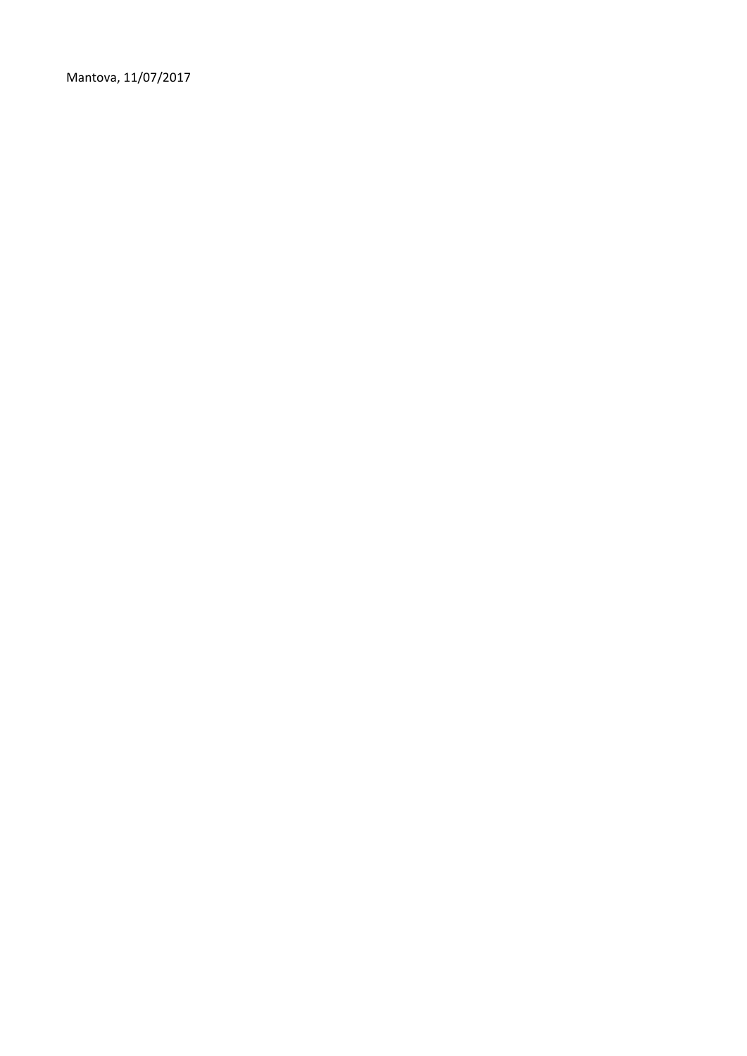Mantova, 11/07/2017